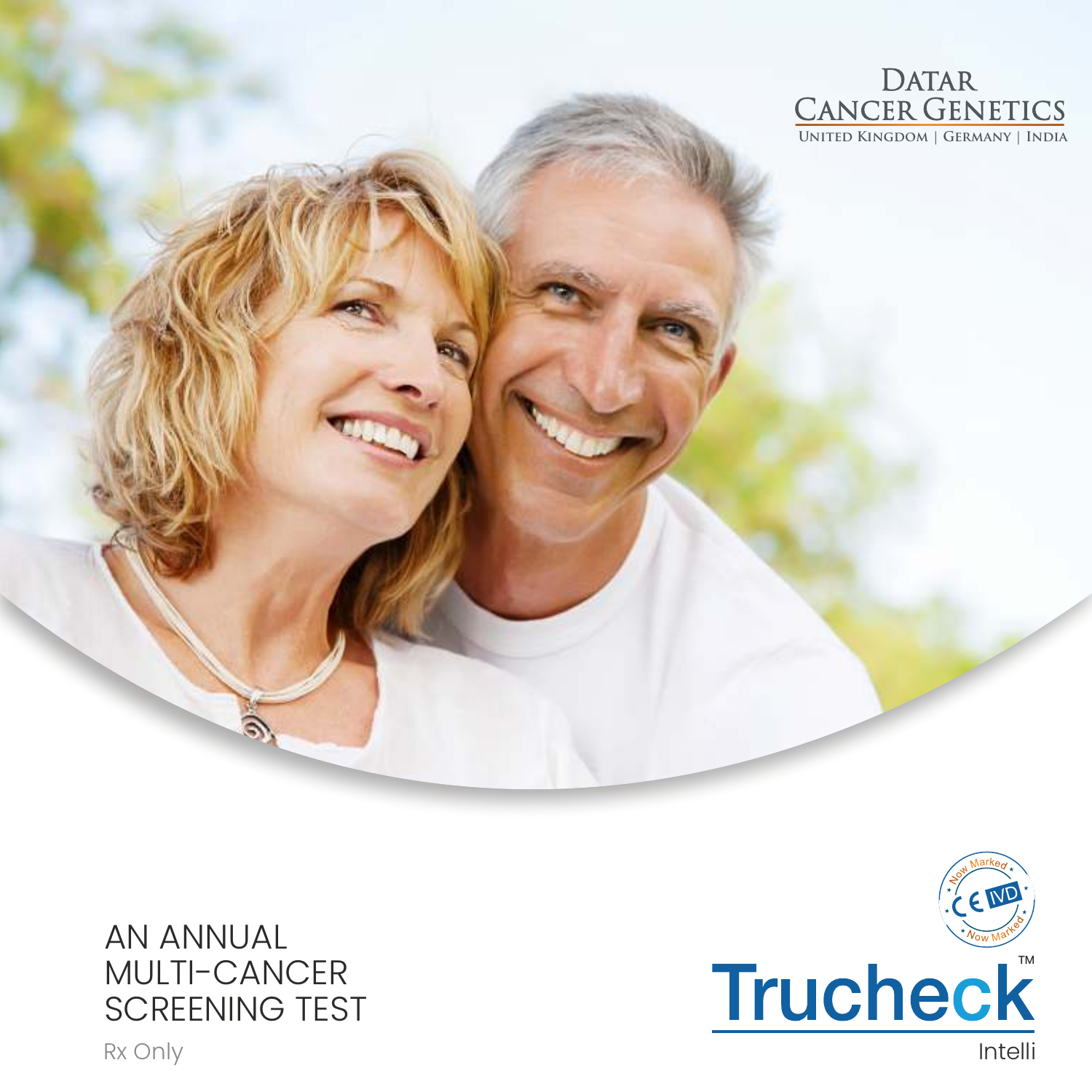DATAR CANCER GENETICS

UNITED KINGDOM | GERMANY | INDIA

# AN ANNUAL MULTI-CANCER SCREENING TEST

Rx Only

Now Marked CE IVD Now Marked

Trucheck™

Intelli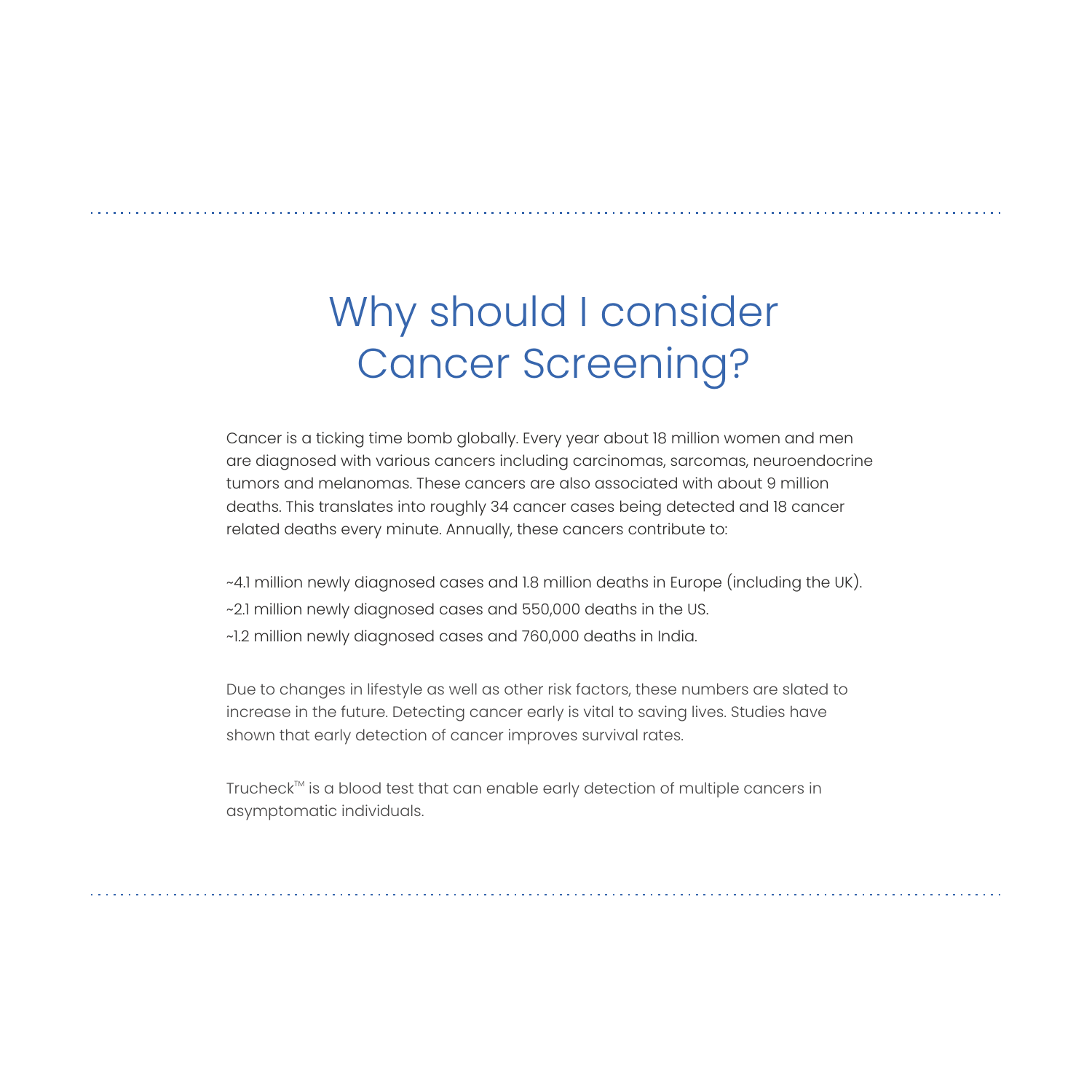# Why should I consider Cancer Screening?

Cancer is a ticking time bomb globally. Every year about 18 million women and men are diagnosed with various cancers including carcinomas, sarcomas, neuroendocrine tumors and melanomas. These cancers are also associated with about 9 million deaths. This translates into roughly 34 cancer cases being detected and 18 cancer related deaths every minute. Annually, these cancers contribute to:

~4.1 million newly diagnosed cases and 1.8 million deaths in Europe (including the UK).

~2.1 million newly diagnosed cases and 550,000 deaths in the US.

~1.2 million newly diagnosed cases and 760,000 deaths in India.

Due to changes in lifestyle as well as other risk factors, these numbers are slated to increase in the future. Detecting cancer early is vital to saving lives. Studies have shown that early detection of cancer improves survival rates.

Trucheck™ is a blood test that can enable early detection of multiple cancers in asymptomatic individuals.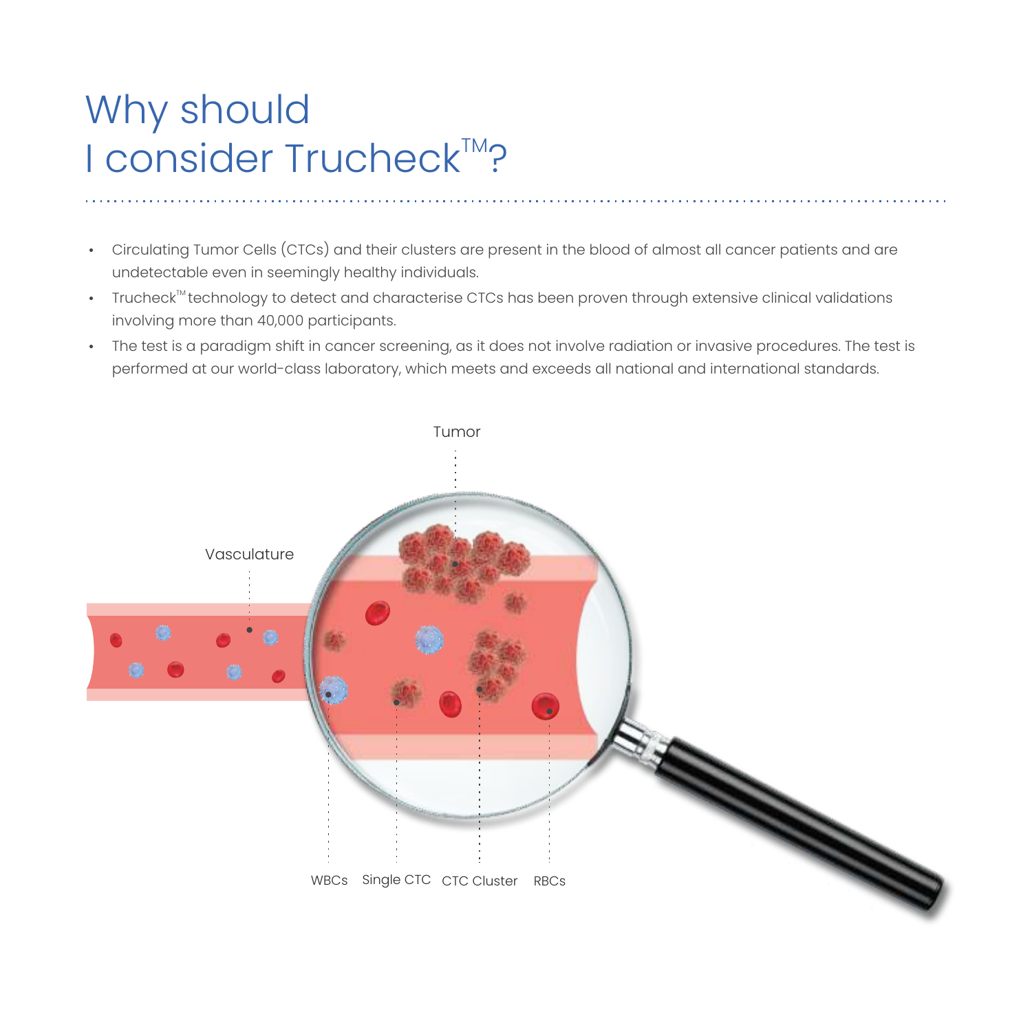# Why should I consider Trucheck™?

- Circulating Tumor Cells (CTCs) and their clusters are present in the blood of almost all cancer patients and are undetectable even in seemingly healthy individuals.
- Trucheck™ technology to detect and characterise CTCs has been proven through extensive clinical validations involving more than 40,000 participants.
- The test is a paradigm shift in cancer screening, as it does not involve radiation or invasive procedures. The test is performed at our world-class laboratory, which meets and exceeds all national and international standards.

Tumor

Vasculature

WBCs Single CTC CTC Cluster RBCs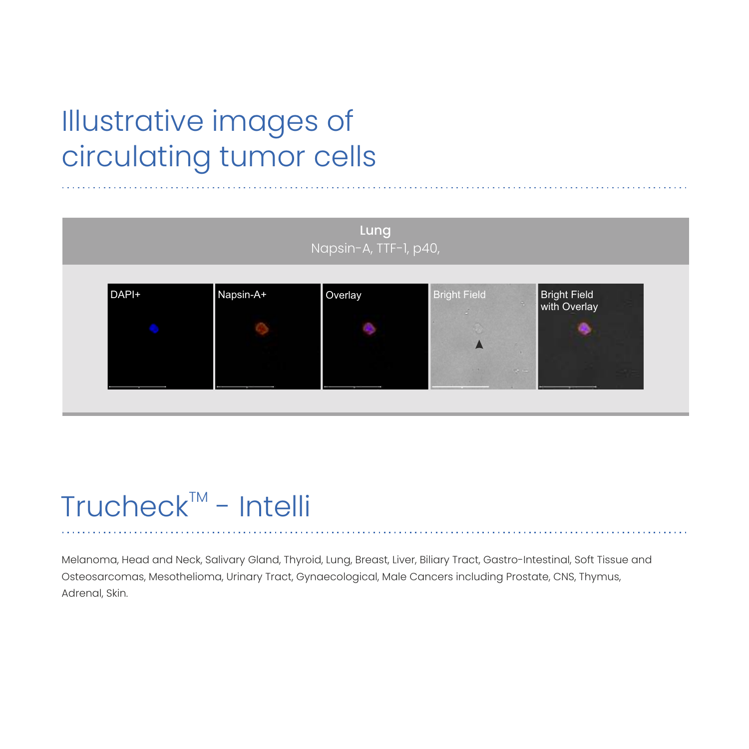# Illustrative images of circulating tumor cells

**Lung**

Napsin-A, TTF-1, p40,

DAPI+ | Napsin-A+ | Overlay | Bright Field | Bright Field with Overlay

# Trucheck™ - Intelli

Melanoma, Head and Neck, Salivary Gland, Thyroid, Lung, Breast, Liver, Biliary Tract, Gastro-Intestinal, Soft Tissue and Osteosarcomas, Mesothelioma, Urinary Tract, Gynaecological, Male Cancers including Prostate, CNS, Thymus, Adrenal, Skin.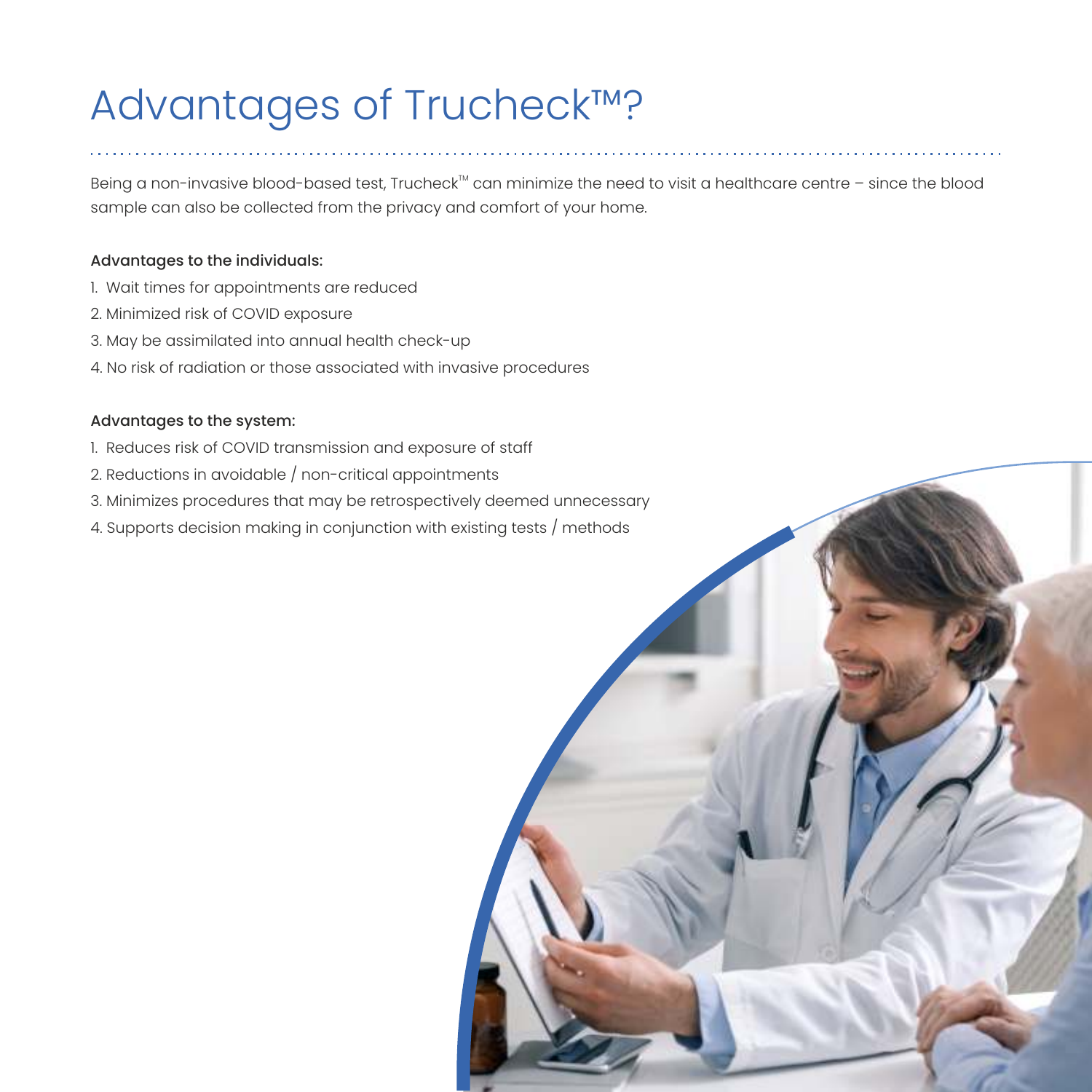# Advantages of Trucheck™?

Being a non-invasive blood-based test, Trucheck™ can minimize the need to visit a healthcare centre – since the blood sample can also be collected from the privacy and comfort of your home.

**Advantages to the individuals:**

1. Wait times for appointments are reduced
2. Minimized risk of COVID exposure
3. May be assimilated into annual health check-up
4. No risk of radiation or those associated with invasive procedures

**Advantages to the system:**

1. Reduces risk of COVID transmission and exposure of staff
2. Reductions in avoidable / non-critical appointments
3. Minimizes procedures that may be retrospectively deemed unnecessary
4. Supports decision making in conjunction with existing tests / methods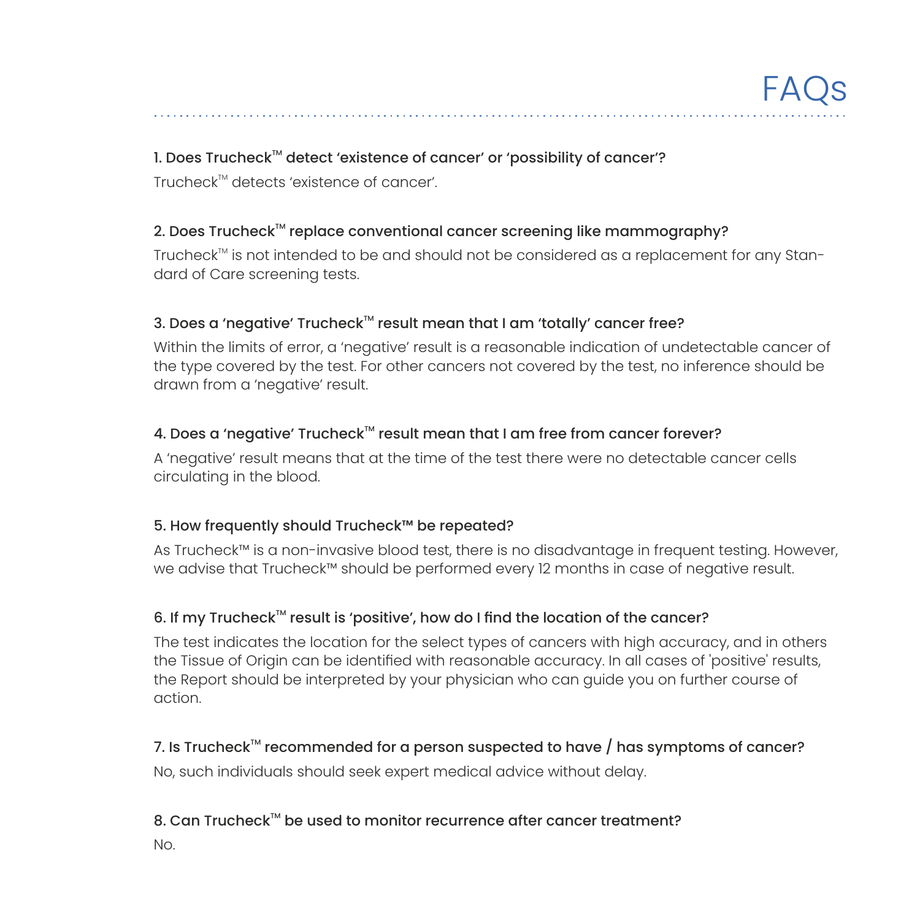# FAQs

**1. Does Trucheck™ detect 'existence of cancer' or 'possibility of cancer'?**

Trucheck™ detects 'existence of cancer'.

**2. Does Trucheck™ replace conventional cancer screening like mammography?**

Trucheck™ is not intended to be and should not be considered as a replacement for any Standard of Care screening tests.

**3. Does a 'negative' Trucheck™ result mean that I am 'totally' cancer free?**

Within the limits of error, a 'negative' result is a reasonable indication of undetectable cancer of the type covered by the test. For other cancers not covered by the test, no inference should be drawn from a 'negative' result.

**4. Does a 'negative' Trucheck™ result mean that I am free from cancer forever?**

A 'negative' result means that at the time of the test there were no detectable cancer cells circulating in the blood.

**5. How frequently should Trucheck™ be repeated?**

As Trucheck™ is a non-invasive blood test, there is no disadvantage in frequent testing. However, we advise that Trucheck™ should be performed every 12 months in case of negative result.

**6. If my Trucheck™ result is 'positive', how do I find the location of the cancer?**

The test indicates the location for the select types of cancers with high accuracy, and in others the Tissue of Origin can be identified with reasonable accuracy. In all cases of 'positive' results, the Report should be interpreted by your physician who can guide you on further course of action.

**7. Is Trucheck™ recommended for a person suspected to have / has symptoms of cancer?**

No, such individuals should seek expert medical advice without delay.

**8. Can Trucheck™ be used to monitor recurrence after cancer treatment?**

No.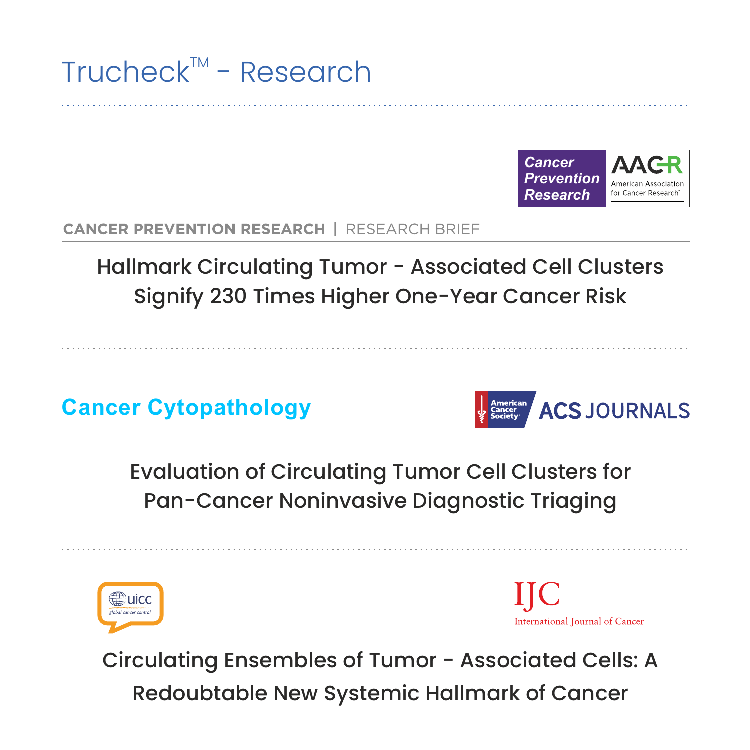# Trucheck™ - Research

Cancer Prevention Research | AACR American Association for Cancer Research®

**CANCER PREVENTION RESEARCH** | RESEARCH BRIEF

## Hallmark Circulating Tumor - Associated Cell Clusters Signify 230 Times Higher One-Year Cancer Risk

**Cancer Cytopathology**

American Cancer Society | ACS JOURNALS

## Evaluation of Circulating Tumor Cell Clusters for Pan-Cancer Noninvasive Diagnostic Triaging

uicc global cancer control

IJC International Journal of Cancer

## Circulating Ensembles of Tumor - Associated Cells: A Redoubtable New Systemic Hallmark of Cancer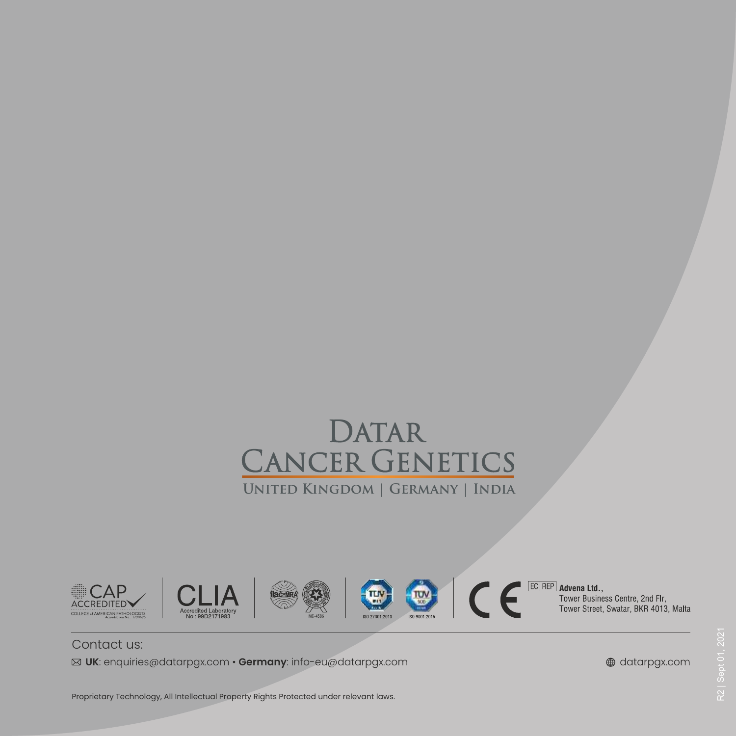# Datar Cancer Genetics

United Kingdom | Germany | India

CAP ACCREDITED
COLLEGE of AMERICAN PATHOLOGISTS
Accreditation No.: 1790695

CLIA
Accredited Laboratory
No.: 99D2171983

MC-4586

ISO 27001:2013

ISO 9001:2015

EC REP **Advena Ltd.,**
Tower Business Centre, 2nd Flr,
Tower Street, Swatar, BKR 4013, Malta

Contact us:

**UK**: enquiries@datarpgx.com • **Germany**: info-eu@datarpgx.com

datarpgx.com

Proprietary Technology, All Intellectual Property Rights Protected under relevant laws.

R2 | Sept 01, 2021